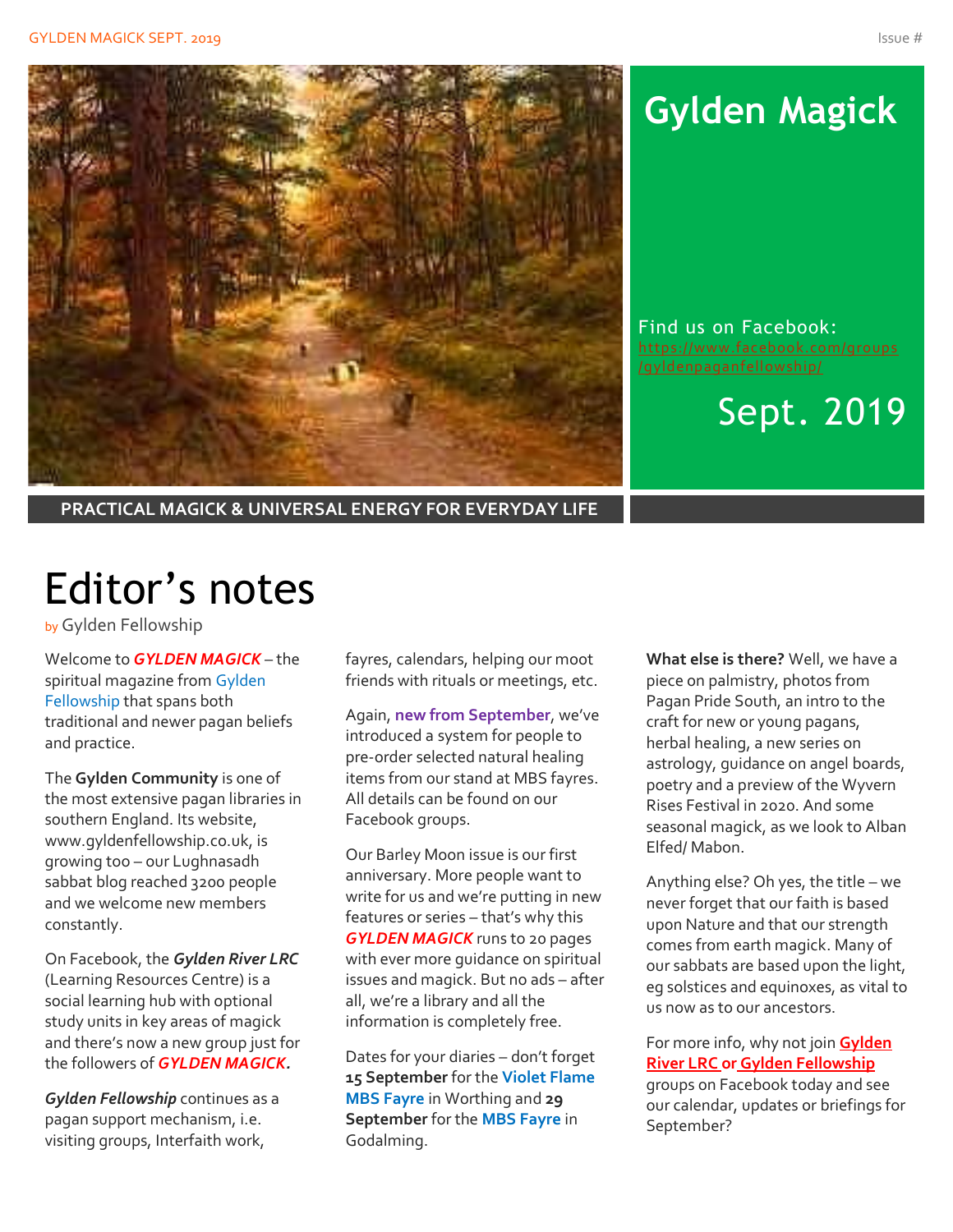# Gylden Magick

Find us on Facebook: https://www.facebook.com/groups/gyldenpaganfellowship/

Sept. 2019

**PRACTICAL MAGICK & UNIVERSAL ENERGY FOR EVERYDAY LIFE**

## Editor's notes

by Gylden Fellowship

Welcome to ***GYLDEN MAGICK*** – the spiritual magazine from Gylden Fellowship that spans both traditional and newer pagan beliefs and practice.

The **Gylden Community** is one of the most extensive pagan libraries in southern England. Its website, www.gyldenfellowship.co.uk, is growing too – our Lughnasadh sabbat blog reached 3200 people and we welcome new members constantly.

On Facebook, the ***Gylden River LRC*** (Learning Resources Centre) is a social learning hub with optional study units in key areas of magick and there's now a new group just for the followers of ***GYLDEN MAGICK.***

***Gylden Fellowship*** continues as a pagan support mechanism, i.e. visiting groups, Interfaith work, fayres, calendars, helping our moot friends with rituals or meetings, etc.

Again, **new from September**, we've introduced a system for people to pre-order selected natural healing items from our stand at MBS fayres. All details can be found on our Facebook groups.

Our Barley Moon issue is our first anniversary. More people want to write for us and we're putting in new features or series – that's why this ***GYLDEN MAGICK*** runs to 20 pages with ever more guidance on spiritual issues and magick. But no ads – after all, we're a library and all the information is completely free.

Dates for your diaries – don't forget **15 September** for the **Violet Flame MBS Fayre** in Worthing and **29 September** for the **MBS Fayre** in Godalming.

**What else is there?** Well, we have a piece on palmistry, photos from Pagan Pride South, an intro to the craft for new or young pagans, herbal healing, a new series on astrology, guidance on angel boards, poetry and a preview of the Wyvern Rises Festival in 2020. And some seasonal magick, as we look to Alban Elfed/ Mabon.

Anything else? Oh yes, the title – we never forget that our faith is based upon Nature and that our strength comes from earth magick. Many of our sabbats are based upon the light, eg solstices and equinoxes, as vital to us now as to our ancestors.

For more info, why not join **Gylden River LRC or Gylden Fellowship** groups on Facebook today and see our calendar, updates or briefings for September?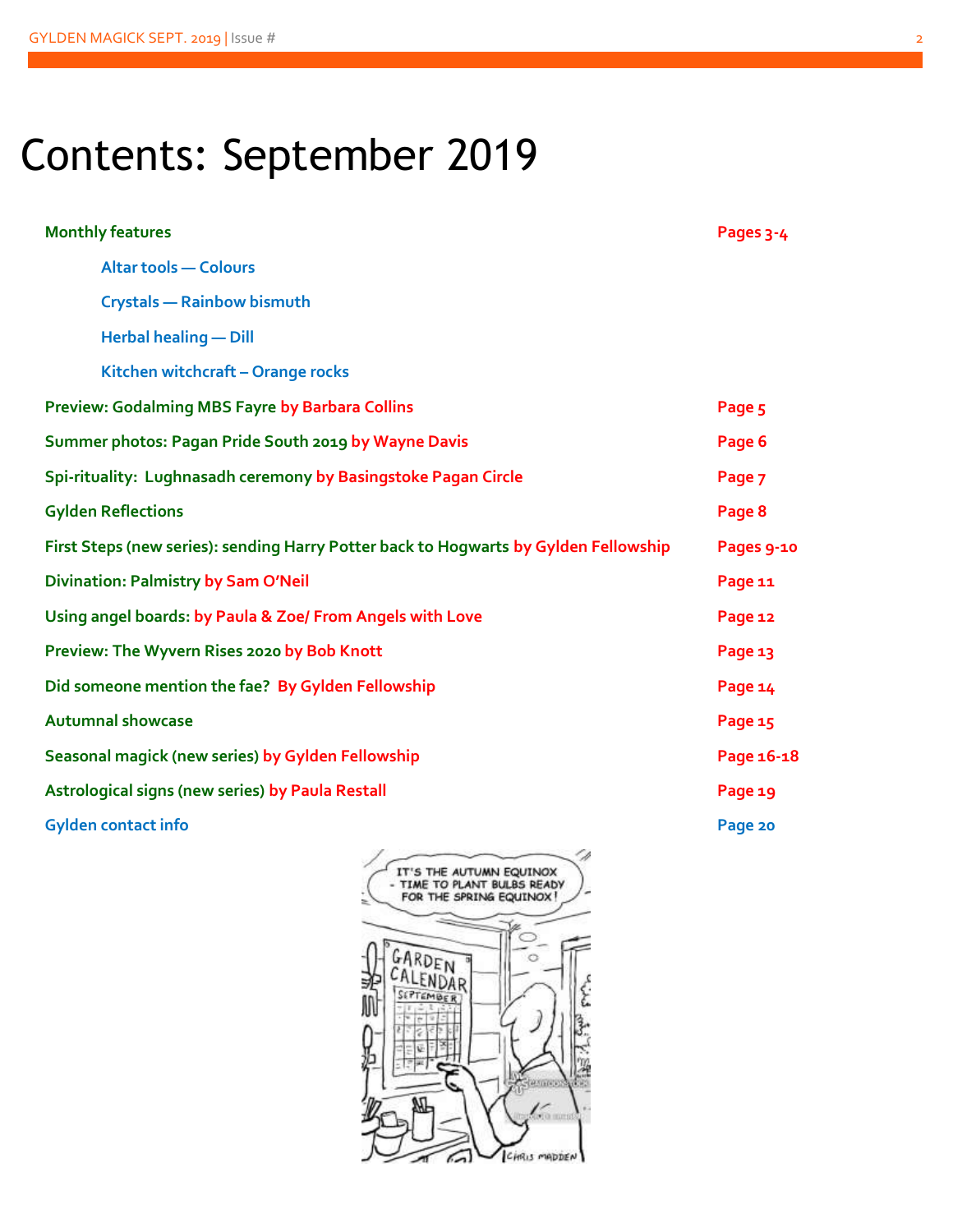# Contents: September 2019

| | |
|---|---|
| **Monthly features** | Pages 3-4 |
| Altar tools — Colours | |
| Crystals — Rainbow bismuth | |
| Herbal healing — Dill | |
| Kitchen witchcraft – Orange rocks | |
| Preview: Godalming MBS Fayre by Barbara Collins | Page 5 |
| Summer photos: Pagan Pride South 2019 by Wayne Davis | Page 6 |
| Spi-rituality: Lughnasadh ceremony by Basingstoke Pagan Circle | Page 7 |
| Gylden Reflections | Page 8 |
| First Steps (new series): sending Harry Potter back to Hogwarts by Gylden Fellowship | Pages 9-10 |
| Divination: Palmistry by Sam O'Neil | Page 11 |
| Using angel boards: by Paula & Zoe/ From Angels with Love | Page 12 |
| Preview: The Wyvern Rises 2020 by Bob Knott | Page 13 |
| Did someone mention the fae? By Gylden Fellowship | Page 14 |
| Autumnal showcase | Page 15 |
| Seasonal magick (new series) by Gylden Fellowship | Page 16-18 |
| Astrological signs (new series) by Paula Restall | Page 19 |
| Gylden contact info | Page 20 |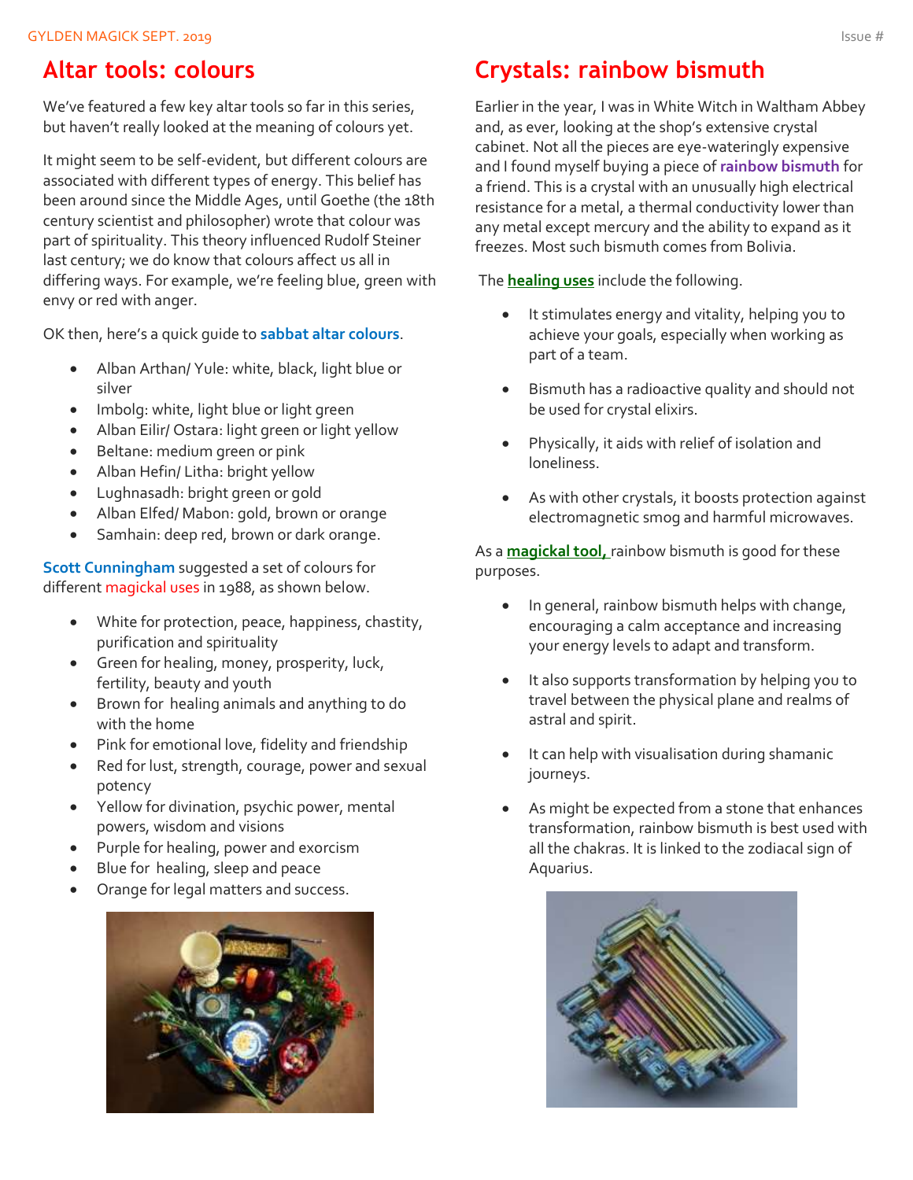## Altar tools: colours

We've featured a few key altar tools so far in this series, but haven't really looked at the meaning of colours yet.

It might seem to be self-evident, but different colours are associated with different types of energy. This belief has been around since the Middle Ages, until Goethe (the 18th century scientist and philosopher) wrote that colour was part of spirituality. This theory influenced Rudolf Steiner last century; we do know that colours affect us all in differing ways. For example, we're feeling blue, green with envy or red with anger.

OK then, here's a quick guide to **sabbat altar colours**.

- Alban Arthan/ Yule: white, black, light blue or silver
- Imbolg: white, light blue or light green
- Alban Eilir/ Ostara: light green or light yellow
- Beltane: medium green or pink
- Alban Hefin/ Litha: bright yellow
- Lughnasadh: bright green or gold
- Alban Elfed/ Mabon: gold, brown or orange
- Samhain: deep red, brown or dark orange.

**Scott Cunningham** suggested a set of colours for different magickal uses in 1988, as shown below.

- White for protection, peace, happiness, chastity, purification and spirituality
- Green for healing, money, prosperity, luck, fertility, beauty and youth
- Brown for healing animals and anything to do with the home
- Pink for emotional love, fidelity and friendship
- Red for lust, strength, courage, power and sexual potency
- Yellow for divination, psychic power, mental powers, wisdom and visions
- Purple for healing, power and exorcism
- Blue for healing, sleep and peace
- Orange for legal matters and success.

## Crystals: rainbow bismuth

Earlier in the year, I was in White Witch in Waltham Abbey and, as ever, looking at the shop's extensive crystal cabinet. Not all the pieces are eye-wateringly expensive and I found myself buying a piece of **rainbow bismuth** for a friend. This is a crystal with an unusually high electrical resistance for a metal, a thermal conductivity lower than any metal except mercury and the ability to expand as it freezes. Most such bismuth comes from Bolivia.

The **healing uses** include the following.

- It stimulates energy and vitality, helping you to achieve your goals, especially when working as part of a team.
- Bismuth has a radioactive quality and should not be used for crystal elixirs.
- Physically, it aids with relief of isolation and loneliness.
- As with other crystals, it boosts protection against electromagnetic smog and harmful microwaves.

As a **magickal tool,** rainbow bismuth is good for these purposes.

- In general, rainbow bismuth helps with change, encouraging a calm acceptance and increasing your energy levels to adapt and transform.
- It also supports transformation by helping you to travel between the physical plane and realms of astral and spirit.
- It can help with visualisation during shamanic journeys.
- As might be expected from a stone that enhances transformation, rainbow bismuth is best used with all the chakras. It is linked to the zodiacal sign of Aquarius.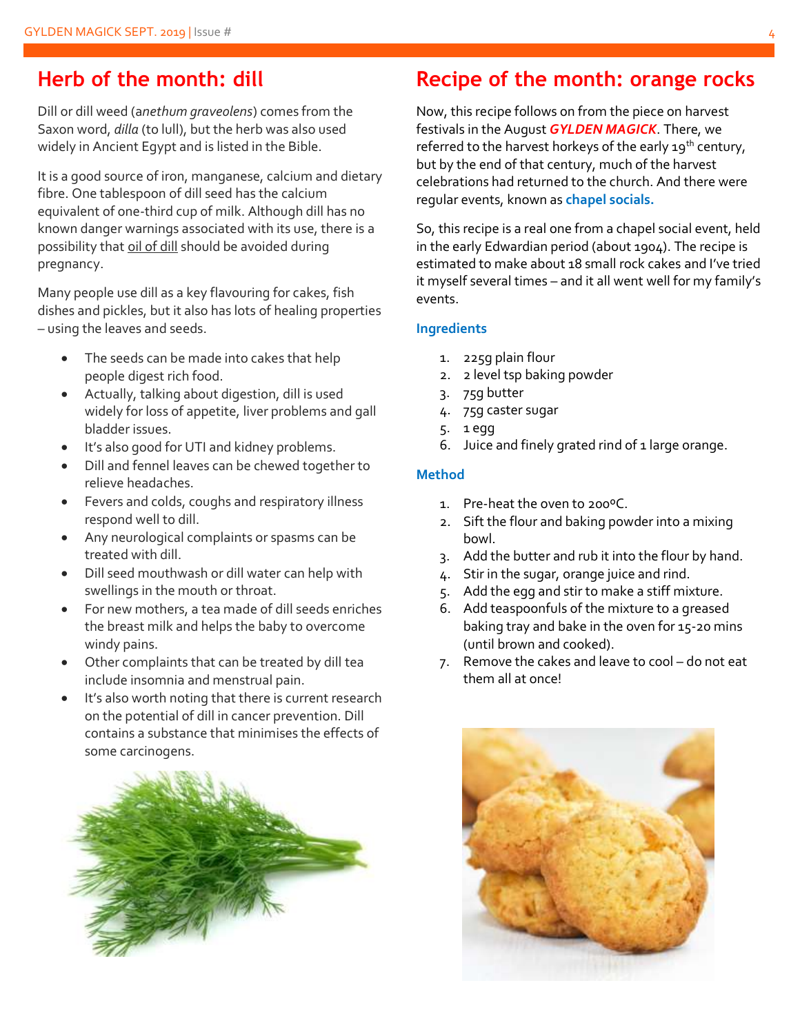## Herb of the month: dill

Dill or dill weed (a*nethum graveolens*) comes from the Saxon word, *dilla* (to lull), but the herb was also used widely in Ancient Egypt and is listed in the Bible.

It is a good source of iron, manganese, calcium and dietary fibre. One tablespoon of dill seed has the calcium equivalent of one-third cup of milk. Although dill has no known danger warnings associated with its use, there is a possibility that oil of dill should be avoided during pregnancy.

Many people use dill as a key flavouring for cakes, fish dishes and pickles, but it also has lots of healing properties – using the leaves and seeds.

- The seeds can be made into cakes that help people digest rich food.
- Actually, talking about digestion, dill is used widely for loss of appetite, liver problems and gall bladder issues.
- It's also good for UTI and kidney problems.
- Dill and fennel leaves can be chewed together to relieve headaches.
- Fevers and colds, coughs and respiratory illness respond well to dill.
- Any neurological complaints or spasms can be treated with dill.
- Dill seed mouthwash or dill water can help with swellings in the mouth or throat.
- For new mothers, a tea made of dill seeds enriches the breast milk and helps the baby to overcome windy pains.
- Other complaints that can be treated by dill tea include insomnia and menstrual pain.
- It's also worth noting that there is current research on the potential of dill in cancer prevention. Dill contains a substance that minimises the effects of some carcinogens.

## Recipe of the month: orange rocks

Now, this recipe follows on from the piece on harvest festivals in the August ***GYLDEN MAGICK***. There, we referred to the harvest horkeys of the early 19th century, but by the end of that century, much of the harvest celebrations had returned to the church. And there were regular events, known as **chapel socials.**

So, this recipe is a real one from a chapel social event, held in the early Edwardian period (about 1904). The recipe is estimated to make about 18 small rock cakes and I've tried it myself several times – and it all went well for my family's events.

### Ingredients

1. 225g plain flour
2. 2 level tsp baking powder
3. 75g butter
4. 75g caster sugar
5. 1 egg
6. Juice and finely grated rind of 1 large orange.

### Method

1. Pre-heat the oven to 200ºC.
2. Sift the flour and baking powder into a mixing bowl.
3. Add the butter and rub it into the flour by hand.
4. Stir in the sugar, orange juice and rind.
5. Add the egg and stir to make a stiff mixture.
6. Add teaspoonfuls of the mixture to a greased baking tray and bake in the oven for 15-20 mins (until brown and cooked).
7. Remove the cakes and leave to cool – do not eat them all at once!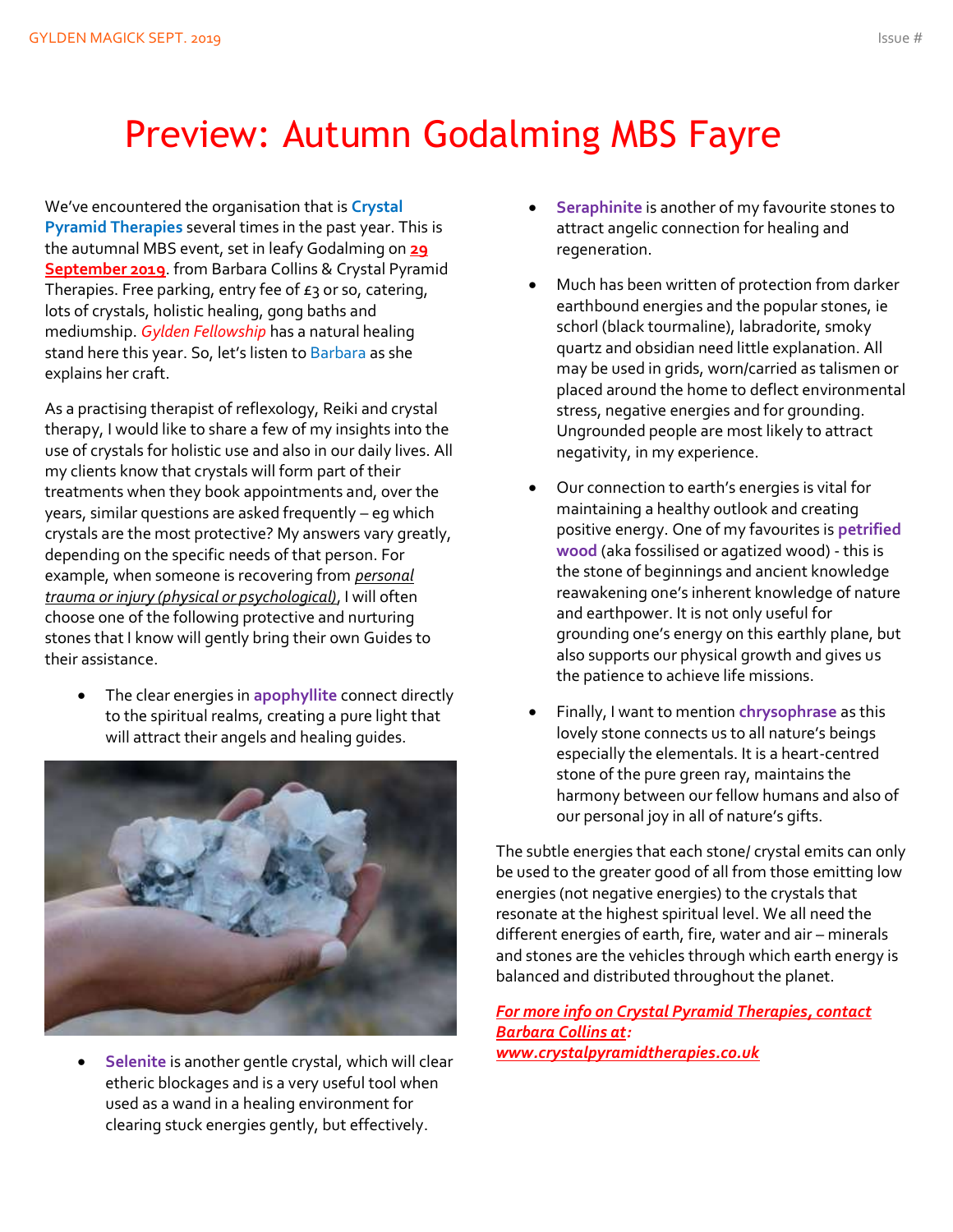# Preview: Autumn Godalming MBS Fayre

We've encountered the organisation that is **Crystal Pyramid Therapies** several times in the past year. This is the autumnal MBS event, set in leafy Godalming on **29 September 2019**. from Barbara Collins & Crystal Pyramid Therapies. Free parking, entry fee of £3 or so, catering, lots of crystals, holistic healing, gong baths and mediumship. *Gylden Fellowship* has a natural healing stand here this year. So, let's listen to Barbara as she explains her craft.

As a practising therapist of reflexology, Reiki and crystal therapy, I would like to share a few of my insights into the use of crystals for holistic use and also in our daily lives. All my clients know that crystals will form part of their treatments when they book appointments and, over the years, similar questions are asked frequently – eg which crystals are the most protective? My answers vary greatly, depending on the specific needs of that person. For example, when someone is recovering from *personal trauma or injury (physical or psychological)*, I will often choose one of the following protective and nurturing stones that I know will gently bring their own Guides to their assistance.

- The clear energies in **apophyllite** connect directly to the spiritual realms, creating a pure light that will attract their angels and healing guides.

- **Selenite** is another gentle crystal, which will clear etheric blockages and is a very useful tool when used as a wand in a healing environment for clearing stuck energies gently, but effectively.

- **Seraphinite** is another of my favourite stones to attract angelic connection for healing and regeneration.

- Much has been written of protection from darker earthbound energies and the popular stones, ie schorl (black tourmaline), labradorite, smoky quartz and obsidian need little explanation. All may be used in grids, worn/carried as talismen or placed around the home to deflect environmental stress, negative energies and for grounding. Ungrounded people are most likely to attract negativity, in my experience.

- Our connection to earth's energies is vital for maintaining a healthy outlook and creating positive energy. One of my favourites is **petrified wood** (aka fossilised or agatized wood) - this is the stone of beginnings and ancient knowledge reawakening one's inherent knowledge of nature and earthpower. It is not only useful for grounding one's energy on this earthly plane, but also supports our physical growth and gives us the patience to achieve life missions.

- Finally, I want to mention **chrysophrase** as this lovely stone connects us to all nature's beings especially the elementals. It is a heart-centred stone of the pure green ray, maintains the harmony between our fellow humans and also of our personal joy in all of nature's gifts.

The subtle energies that each stone/ crystal emits can only be used to the greater good of all from those emitting low energies (not negative energies) to the crystals that resonate at the highest spiritual level. We all need the different energies of earth, fire, water and air – minerals and stones are the vehicles through which earth energy is balanced and distributed throughout the planet.

***For more info on Crystal Pyramid Therapies, contact Barbara Collins at: www.crystalpyramidtherapies.co.uk***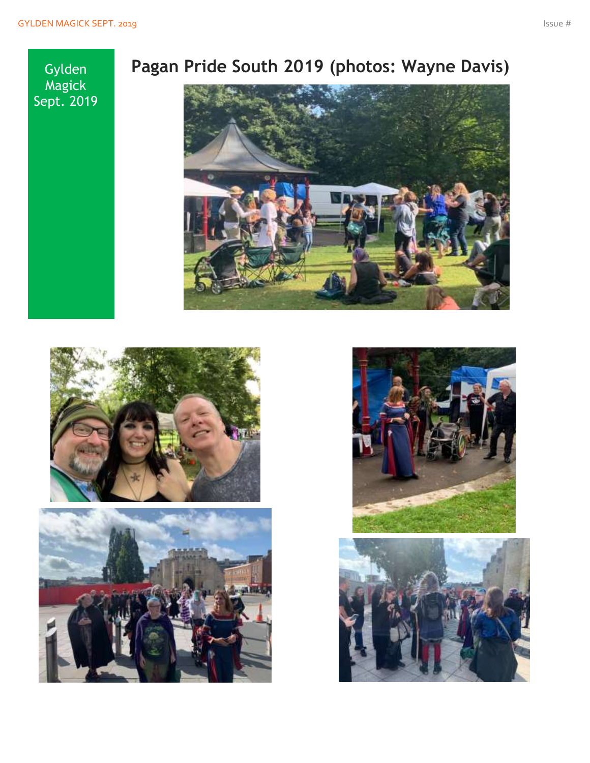Gylden Magick Sept. 2019

## Pagan Pride South 2019 (photos: Wayne Davis)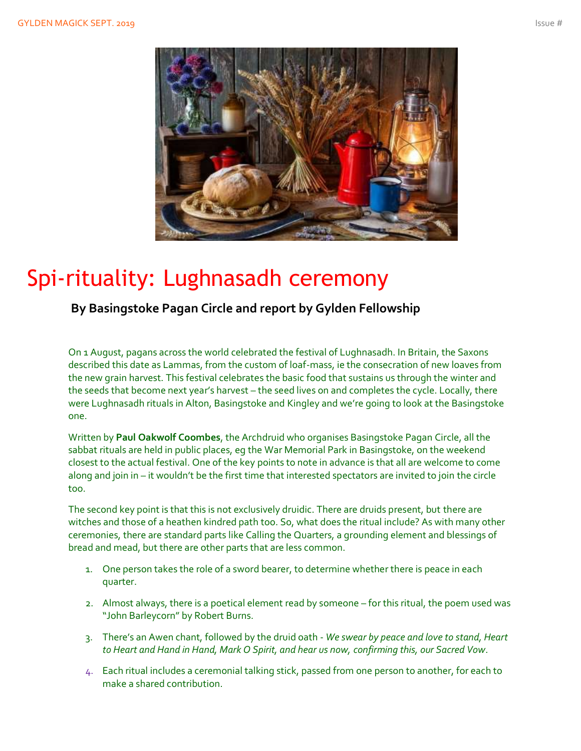# Spi-rituality: Lughnasadh ceremony

### By Basingstoke Pagan Circle and report by Gylden Fellowship

On 1 August, pagans across the world celebrated the festival of Lughnasadh. In Britain, the Saxons described this date as Lammas, from the custom of loaf-mass, ie the consecration of new loaves from the new grain harvest. This festival celebrates the basic food that sustains us through the winter and the seeds that become next year's harvest – the seed lives on and completes the cycle. Locally, there were Lughnasadh rituals in Alton, Basingstoke and Kingley and we're going to look at the Basingstoke one.

Written by **Paul Oakwolf Coombes**, the Archdruid who organises Basingstoke Pagan Circle, all the sabbat rituals are held in public places, eg the War Memorial Park in Basingstoke, on the weekend closest to the actual festival. One of the key points to note in advance is that all are welcome to come along and join in – it wouldn't be the first time that interested spectators are invited to join the circle too.

The second key point is that this is not exclusively druidic. There are druids present, but there are witches and those of a heathen kindred path too. So, what does the ritual include? As with many other ceremonies, there are standard parts like Calling the Quarters, a grounding element and blessings of bread and mead, but there are other parts that are less common.

1. One person takes the role of a sword bearer, to determine whether there is peace in each quarter.
2. Almost always, there is a poetical element read by someone – for this ritual, the poem used was "John Barleycorn" by Robert Burns.
3. There's an Awen chant, followed by the druid oath - *We swear by peace and love to stand, Heart to Heart and Hand in Hand, Mark O Spirit, and hear us now, confirming this, our Sacred Vow*.
4. Each ritual includes a ceremonial talking stick, passed from one person to another, for each to make a shared contribution.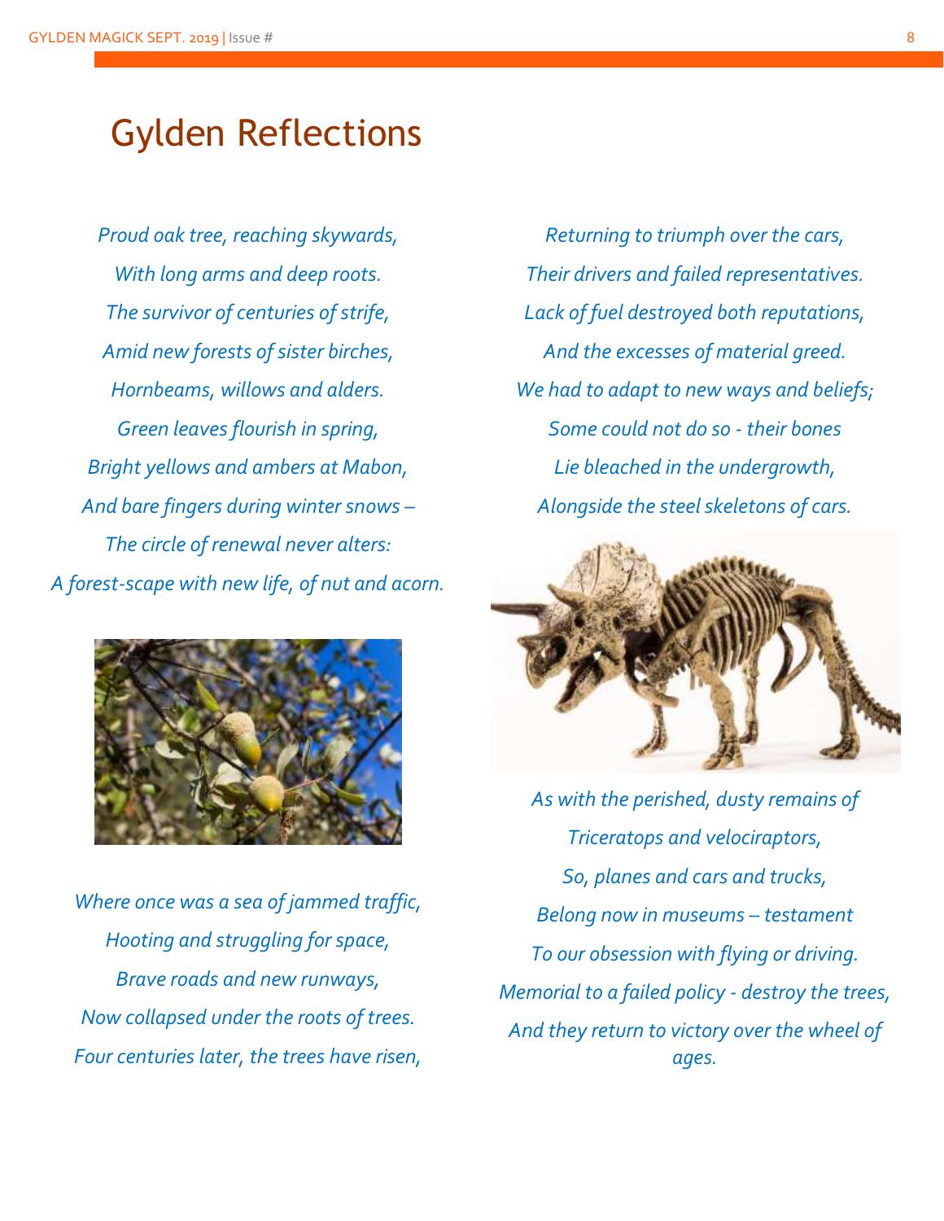# Gylden Reflections

*Proud oak tree, reaching skywards,*
*With long arms and deep roots.*
*The survivor of centuries of strife,*
*Amid new forests of sister birches,*
*Hornbeams, willows and alders.*
*Green leaves flourish in spring,*
*Bright yellows and ambers at Mabon,*
*And bare fingers during winter snows –*
*The circle of renewal never alters:*
*A forest-scape with new life, of nut and acorn.*

*Where once was a sea of jammed traffic,*
*Hooting and struggling for space,*
*Brave roads and new runways,*
*Now collapsed under the roots of trees.*
*Four centuries later, the trees have risen,*
*Returning to triumph over the cars,*
*Their drivers and failed representatives.*
*Lack of fuel destroyed both reputations,*
*And the excesses of material greed.*
*We had to adapt to new ways and beliefs;*
*Some could not do so - their bones*
*Lie bleached in the undergrowth,*
*Alongside the steel skeletons of cars.*

*As with the perished, dusty remains of*
*Triceratops and velociraptors,*
*So, planes and cars and trucks,*
*Belong now in museums – testament*
*To our obsession with flying or driving.*
*Memorial to a failed policy - destroy the trees,*
*And they return to victory over the wheel of ages.*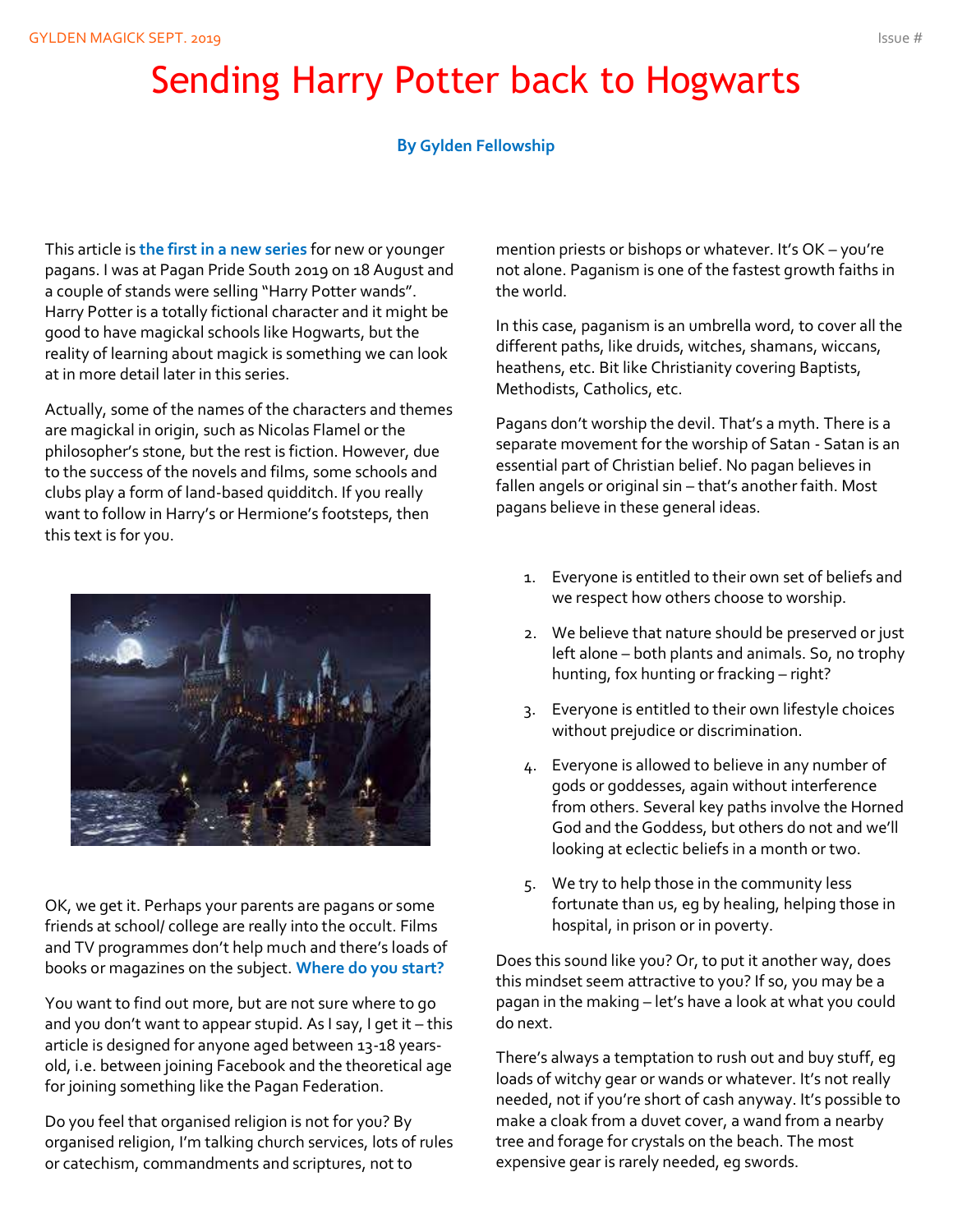# Sending Harry Potter back to Hogwarts

**By Gylden Fellowship**

This article is **the first in a new series** for new or younger pagans. I was at Pagan Pride South 2019 on 18 August and a couple of stands were selling "Harry Potter wands". Harry Potter is a totally fictional character and it might be good to have magickal schools like Hogwarts, but the reality of learning about magick is something we can look at in more detail later in this series.

Actually, some of the names of the characters and themes are magickal in origin, such as Nicolas Flamel or the philosopher's stone, but the rest is fiction. However, due to the success of the novels and films, some schools and clubs play a form of land-based quidditch. If you really want to follow in Harry's or Hermione's footsteps, then this text is for you.

OK, we get it. Perhaps your parents are pagans or some friends at school/ college are really into the occult. Films and TV programmes don't help much and there's loads of books or magazines on the subject. **Where do you start?**

You want to find out more, but are not sure where to go and you don't want to appear stupid. As I say, I get it – this article is designed for anyone aged between 13-18 years-old, i.e. between joining Facebook and the theoretical age for joining something like the Pagan Federation.

Do you feel that organised religion is not for you? By organised religion, I'm talking church services, lots of rules or catechism, commandments and scriptures, not to mention priests or bishops or whatever. It's OK – you're not alone. Paganism is one of the fastest growth faiths in the world.

In this case, paganism is an umbrella word, to cover all the different paths, like druids, witches, shamans, wiccans, heathens, etc. Bit like Christianity covering Baptists, Methodists, Catholics, etc.

Pagans don't worship the devil. That's a myth. There is a separate movement for the worship of Satan - Satan is an essential part of Christian belief. No pagan believes in fallen angels or original sin – that's another faith. Most pagans believe in these general ideas.

1. Everyone is entitled to their own set of beliefs and we respect how others choose to worship.
2. We believe that nature should be preserved or just left alone – both plants and animals. So, no trophy hunting, fox hunting or fracking – right?
3. Everyone is entitled to their own lifestyle choices without prejudice or discrimination.
4. Everyone is allowed to believe in any number of gods or goddesses, again without interference from others. Several key paths involve the Horned God and the Goddess, but others do not and we'll looking at eclectic beliefs in a month or two.
5. We try to help those in the community less fortunate than us, eg by healing, helping those in hospital, in prison or in poverty.

Does this sound like you? Or, to put it another way, does this mindset seem attractive to you? If so, you may be a pagan in the making – let's have a look at what you could do next.

There's always a temptation to rush out and buy stuff, eg loads of witchy gear or wands or whatever. It's not really needed, not if you're short of cash anyway. It's possible to make a cloak from a duvet cover, a wand from a nearby tree and forage for crystals on the beach. The most expensive gear is rarely needed, eg swords.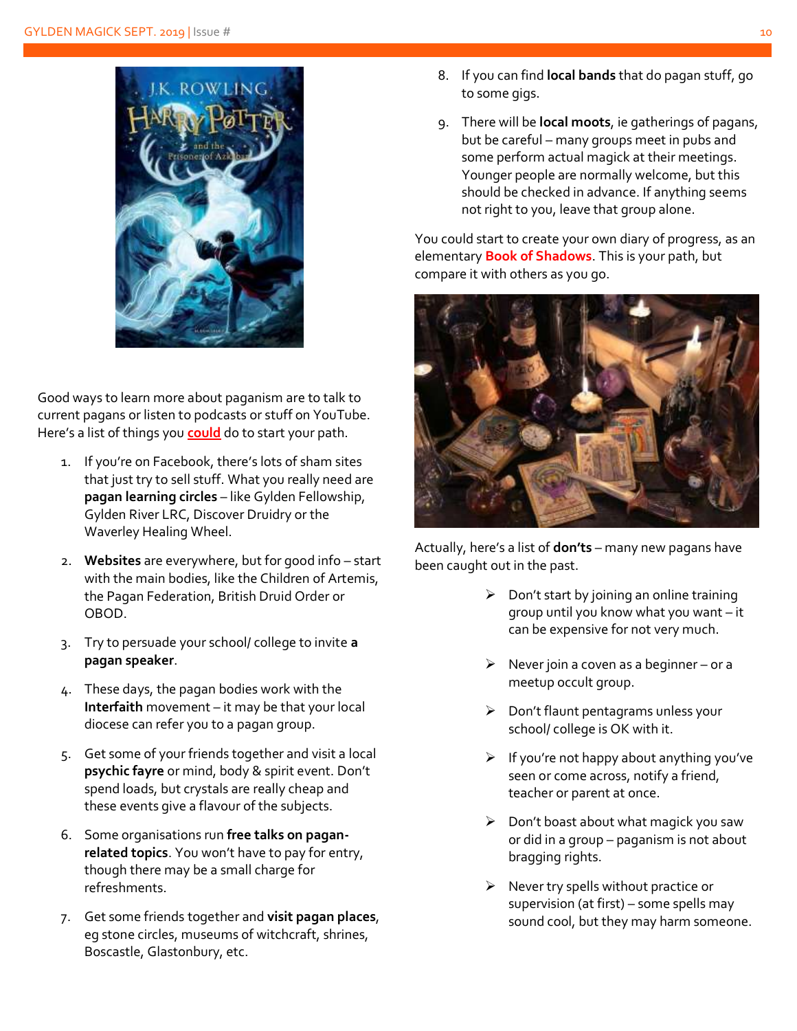Good ways to learn more about paganism are to talk to current pagans or listen to podcasts or stuff on YouTube. Here's a list of things you could do to start your path.

1. If you're on Facebook, there's lots of sham sites that just try to sell stuff. What you really need are **pagan learning circles** – like Gylden Fellowship, Gylden River LRC, Discover Druidry or the Waverley Healing Wheel.

2. **Websites** are everywhere, but for good info – start with the main bodies, like the Children of Artemis, the Pagan Federation, British Druid Order or OBOD.

3. Try to persuade your school/ college to invite **a pagan speaker**.

4. These days, the pagan bodies work with the **Interfaith** movement – it may be that your local diocese can refer you to a pagan group.

5. Get some of your friends together and visit a local **psychic fayre** or mind, body & spirit event. Don't spend loads, but crystals are really cheap and these events give a flavour of the subjects.

6. Some organisations run **free talks on pagan-related topics**. You won't have to pay for entry, though there may be a small charge for refreshments.

7. Get some friends together and **visit pagan places**, eg stone circles, museums of witchcraft, shrines, Boscastle, Glastonbury, etc.

8. If you can find **local bands** that do pagan stuff, go to some gigs.

9. There will be **local moots**, ie gatherings of pagans, but be careful – many groups meet in pubs and some perform actual magick at their meetings. Younger people are normally welcome, but this should be checked in advance. If anything seems not right to you, leave that group alone.

You could start to create your own diary of progress, as an elementary **Book of Shadows**. This is your path, but compare it with others as you go.

Actually, here's a list of **don'ts** – many new pagans have been caught out in the past.

- Don't start by joining an online training group until you know what you want – it can be expensive for not very much.

- Never join a coven as a beginner – or a meetup occult group.

- Don't flaunt pentagrams unless your school/ college is OK with it.

- If you're not happy about anything you've seen or come across, notify a friend, teacher or parent at once.

- Don't boast about what magick you saw or did in a group – paganism is not about bragging rights.

- Never try spells without practice or supervision (at first) – some spells may sound cool, but they may harm someone.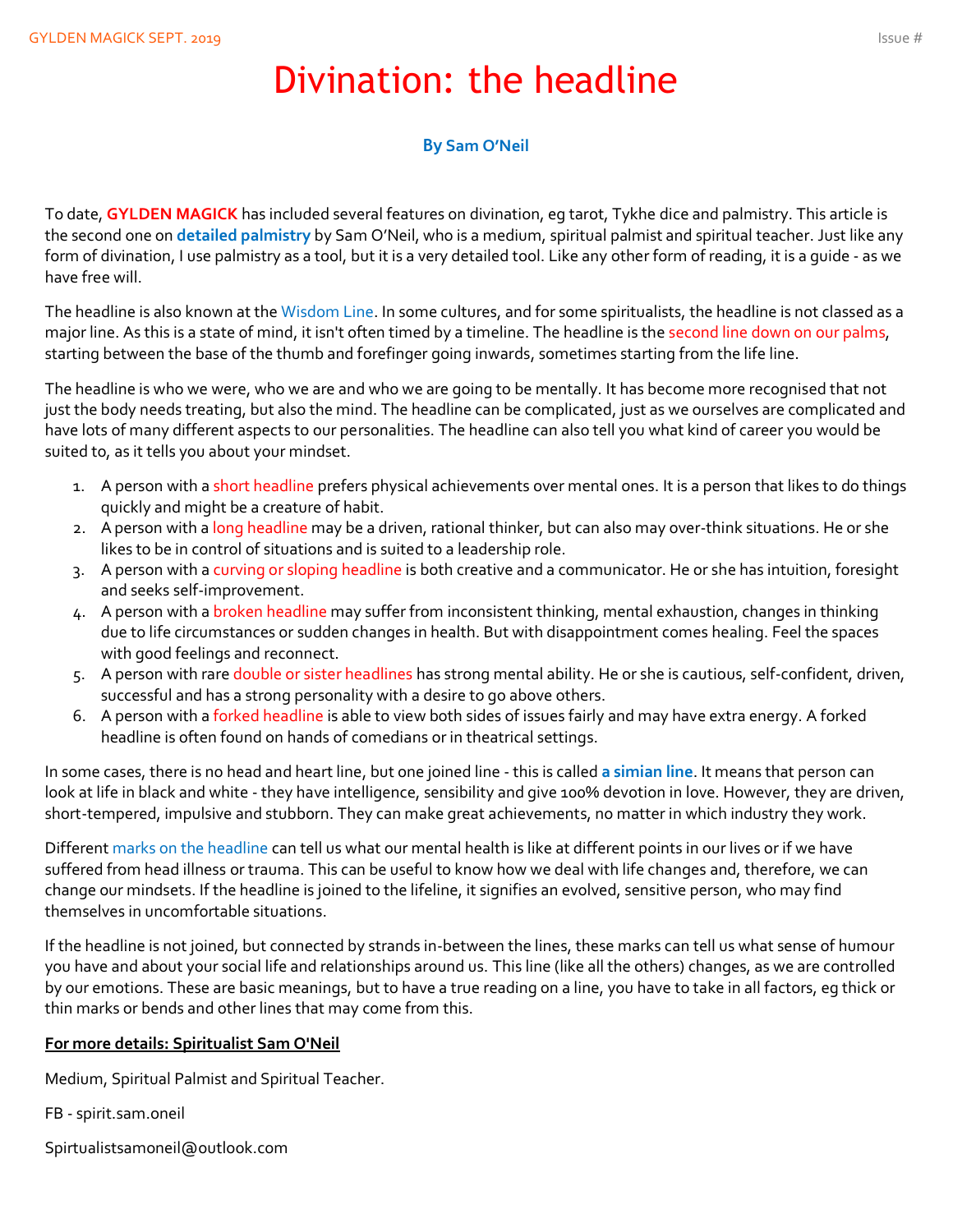# Divination: the headline

**By Sam O'Neil**

To date, **GYLDEN MAGICK** has included several features on divination, eg tarot, Tykhe dice and palmistry. This article is the second one on **detailed palmistry** by Sam O'Neil, who is a medium, spiritual palmist and spiritual teacher. Just like any form of divination, I use palmistry as a tool, but it is a very detailed tool. Like any other form of reading, it is a guide - as we have free will.

The headline is also known at the Wisdom Line. In some cultures, and for some spiritualists, the headline is not classed as a major line. As this is a state of mind, it isn't often timed by a timeline. The headline is the second line down on our palms, starting between the base of the thumb and forefinger going inwards, sometimes starting from the life line.

The headline is who we were, who we are and who we are going to be mentally. It has become more recognised that not just the body needs treating, but also the mind. The headline can be complicated, just as we ourselves are complicated and have lots of many different aspects to our personalities. The headline can also tell you what kind of career you would be suited to, as it tells you about your mindset.

1. A person with a short headline prefers physical achievements over mental ones. It is a person that likes to do things quickly and might be a creature of habit.
2. A person with a long headline may be a driven, rational thinker, but can also may over-think situations. He or she likes to be in control of situations and is suited to a leadership role.
3. A person with a curving or sloping headline is both creative and a communicator. He or she has intuition, foresight and seeks self-improvement.
4. A person with a broken headline may suffer from inconsistent thinking, mental exhaustion, changes in thinking due to life circumstances or sudden changes in health. But with disappointment comes healing. Feel the spaces with good feelings and reconnect.
5. A person with rare double or sister headlines has strong mental ability. He or she is cautious, self-confident, driven, successful and has a strong personality with a desire to go above others.
6. A person with a forked headline is able to view both sides of issues fairly and may have extra energy. A forked headline is often found on hands of comedians or in theatrical settings.

In some cases, there is no head and heart line, but one joined line - this is called **a simian line**. It means that person can look at life in black and white - they have intelligence, sensibility and give 100% devotion in love. However, they are driven, short-tempered, impulsive and stubborn. They can make great achievements, no matter in which industry they work.

Different marks on the headline can tell us what our mental health is like at different points in our lives or if we have suffered from head illness or trauma. This can be useful to know how we deal with life changes and, therefore, we can change our mindsets. If the headline is joined to the lifeline, it signifies an evolved, sensitive person, who may find themselves in uncomfortable situations.

If the headline is not joined, but connected by strands in-between the lines, these marks can tell us what sense of humour you have and about your social life and relationships around us. This line (like all the others) changes, as we are controlled by our emotions. These are basic meanings, but to have a true reading on a line, you have to take in all factors, eg thick or thin marks or bends and other lines that may come from this.

**For more details: Spiritualist Sam O'Neil**

Medium, Spiritual Palmist and Spiritual Teacher.

FB - spirit.sam.oneil

Spirtualistsamoneil@outlook.com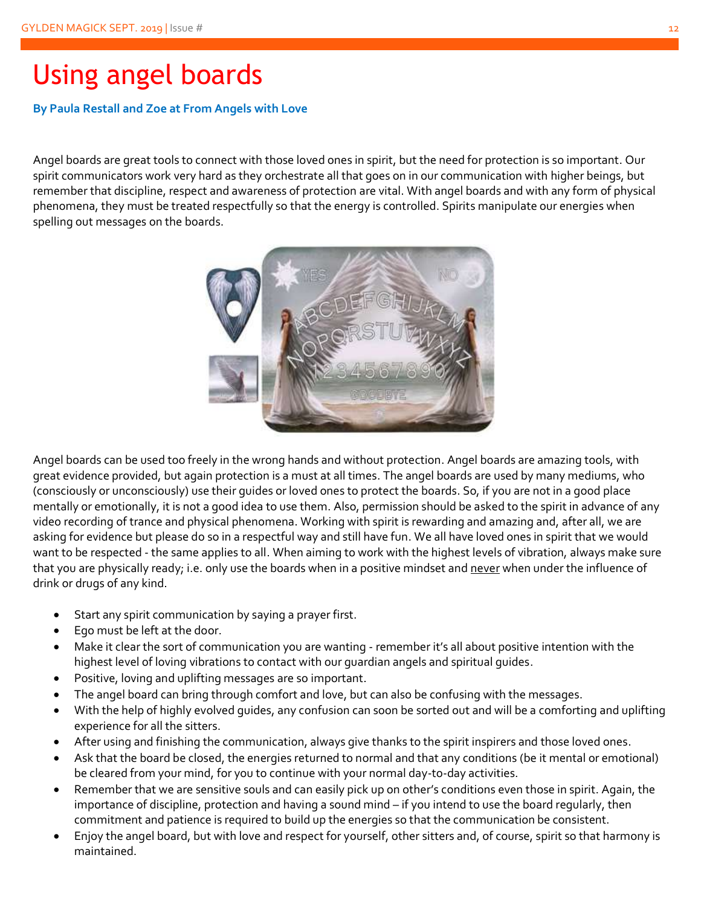# Using angel boards

**By Paula Restall and Zoe at From Angels with Love**

Angel boards are great tools to connect with those loved ones in spirit, but the need for protection is so important. Our spirit communicators work very hard as they orchestrate all that goes on in our communication with higher beings, but remember that discipline, respect and awareness of protection are vital. With angel boards and with any form of physical phenomena, they must be treated respectfully so that the energy is controlled. Spirits manipulate our energies when spelling out messages on the boards.

Angel boards can be used too freely in the wrong hands and without protection. Angel boards are amazing tools, with great evidence provided, but again protection is a must at all times. The angel boards are used by many mediums, who (consciously or unconsciously) use their guides or loved ones to protect the boards. So, if you are not in a good place mentally or emotionally, it is not a good idea to use them. Also, permission should be asked to the spirit in advance of any video recording of trance and physical phenomena. Working with spirit is rewarding and amazing and, after all, we are asking for evidence but please do so in a respectful way and still have fun. We all have loved ones in spirit that we would want to be respected - the same applies to all. When aiming to work with the highest levels of vibration, always make sure that you are physically ready; i.e. only use the boards when in a positive mindset and <u>never</u> when under the influence of drink or drugs of any kind.

- Start any spirit communication by saying a prayer first.
- Ego must be left at the door.
- Make it clear the sort of communication you are wanting - remember it's all about positive intention with the highest level of loving vibrations to contact with our guardian angels and spiritual guides.
- Positive, loving and uplifting messages are so important.
- The angel board can bring through comfort and love, but can also be confusing with the messages.
- With the help of highly evolved guides, any confusion can soon be sorted out and will be a comforting and uplifting experience for all the sitters.
- After using and finishing the communication, always give thanks to the spirit inspirers and those loved ones.
- Ask that the board be closed, the energies returned to normal and that any conditions (be it mental or emotional) be cleared from your mind, for you to continue with your normal day-to-day activities.
- Remember that we are sensitive souls and can easily pick up on other's conditions even those in spirit. Again, the importance of discipline, protection and having a sound mind – if you intend to use the board regularly, then commitment and patience is required to build up the energies so that the communication be consistent.
- Enjoy the angel board, but with love and respect for yourself, other sitters and, of course, spirit so that harmony is maintained.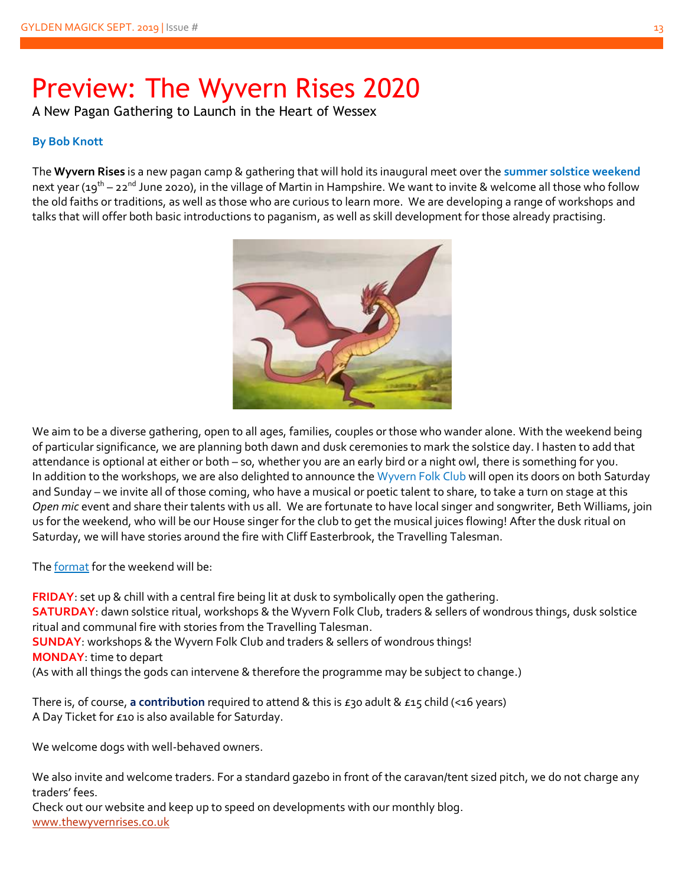# Preview: The Wyvern Rises 2020

A New Pagan Gathering to Launch in the Heart of Wessex

**By Bob Knott**

The **Wyvern Rises** is a new pagan camp & gathering that will hold its inaugural meet over the **summer solstice weekend** next year (19th – 22nd June 2020), in the village of Martin in Hampshire. We want to invite & welcome all those who follow the old faiths or traditions, as well as those who are curious to learn more. We are developing a range of workshops and talks that will offer both basic introductions to paganism, as well as skill development for those already practising.

We aim to be a diverse gathering, open to all ages, families, couples or those who wander alone. With the weekend being of particular significance, we are planning both dawn and dusk ceremonies to mark the solstice day. I hasten to add that attendance is optional at either or both – so, whether you are an early bird or a night owl, there is something for you.
In addition to the workshops, we are also delighted to announce the Wyvern Folk Club will open its doors on both Saturday and Sunday – we invite all of those coming, who have a musical or poetic talent to share, to take a turn on stage at this *Open mic* event and share their talents with us all. We are fortunate to have local singer and songwriter, Beth Williams, join us for the weekend, who will be our House singer for the club to get the musical juices flowing! After the dusk ritual on Saturday, we will have stories around the fire with Cliff Easterbrook, the Travelling Talesman.

The format for the weekend will be:

**FRIDAY**: set up & chill with a central fire being lit at dusk to symbolically open the gathering.
**SATURDAY**: dawn solstice ritual, workshops & the Wyvern Folk Club, traders & sellers of wondrous things, dusk solstice ritual and communal fire with stories from the Travelling Talesman.
**SUNDAY**: workshops & the Wyvern Folk Club and traders & sellers of wondrous things!
**MONDAY**: time to depart
(As with all things the gods can intervene & therefore the programme may be subject to change.)

There is, of course, **a contribution** required to attend & this is £30 adult & £15 child (<16 years)
A Day Ticket for £10 is also available for Saturday.

We welcome dogs with well-behaved owners.

We also invite and welcome traders. For a standard gazebo in front of the caravan/tent sized pitch, we do not charge any traders' fees.
Check out our website and keep up to speed on developments with our monthly blog.
www.thewyvernrises.co.uk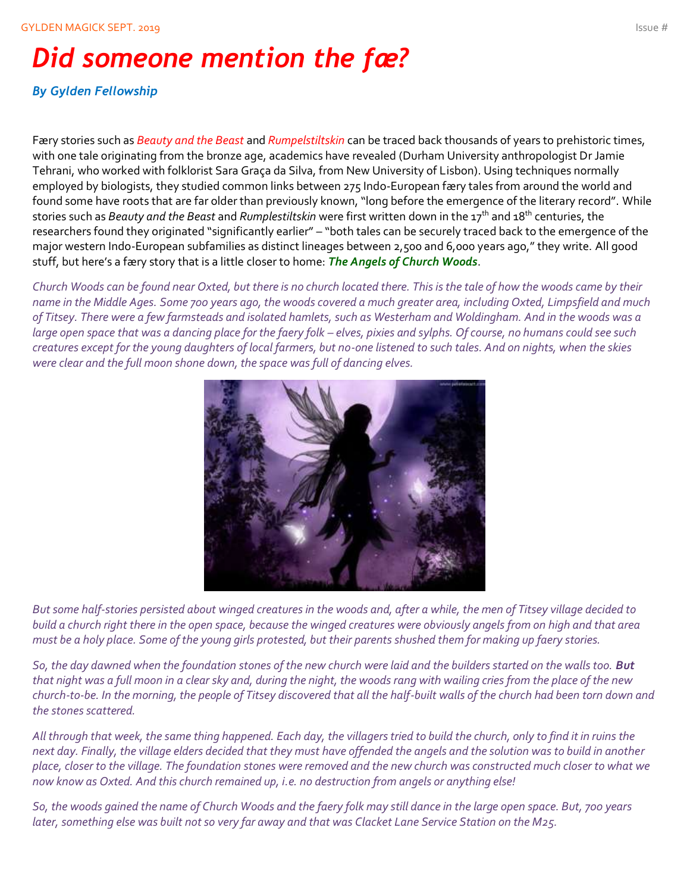# *Did someone mention the fæ?*

***By Gylden Fellowship***

Færy stories such as *Beauty and the Beast* and *Rumpelstiltskin* can be traced back thousands of years to prehistoric times, with one tale originating from the bronze age, academics have revealed (Durham University anthropologist Dr Jamie Tehrani, who worked with folklorist Sara Graça da Silva, from New University of Lisbon). Using techniques normally employed by biologists, they studied common links between 275 Indo-European færy tales from around the world and found some have roots that are far older than previously known, "long before the emergence of the literary record". While stories such as *Beauty and the Beast* and *Rumplestiltskin* were first written down in the 17th and 18th centuries, the researchers found they originated "significantly earlier" – "both tales can be securely traced back to the emergence of the major western Indo-European subfamilies as distinct lineages between 2,500 and 6,000 years ago," they write. All good stuff, but here's a færy story that is a little closer to home: ***The Angels of Church Woods***.

*Church Woods can be found near Oxted, but there is no church located there. This is the tale of how the woods came by their name in the Middle Ages. Some 700 years ago, the woods covered a much greater area, including Oxted, Limpsfield and much of Titsey. There were a few farmsteads and isolated hamlets, such as Westerham and Woldingham. And in the woods was a large open space that was a dancing place for the faery folk – elves, pixies and sylphs. Of course, no humans could see such creatures except for the young daughters of local farmers, but no-one listened to such tales. And on nights, when the skies were clear and the full moon shone down, the space was full of dancing elves.*

*But some half-stories persisted about winged creatures in the woods and, after a while, the men of Titsey village decided to build a church right there in the open space, because the winged creatures were obviously angels from on high and that area must be a holy place. Some of the young girls protested, but their parents shushed them for making up faery stories.*

*So, the day dawned when the foundation stones of the new church were laid and the builders started on the walls too.* ***But*** *that night was a full moon in a clear sky and, during the night, the woods rang with wailing cries from the place of the new church-to-be. In the morning, the people of Titsey discovered that all the half-built walls of the church had been torn down and the stones scattered.*

*All through that week, the same thing happened. Each day, the villagers tried to build the church, only to find it in ruins the next day. Finally, the village elders decided that they must have offended the angels and the solution was to build in another place, closer to the village. The foundation stones were removed and the new church was constructed much closer to what we now know as Oxted. And this church remained up, i.e. no destruction from angels or anything else!*

*So, the woods gained the name of Church Woods and the faery folk may still dance in the large open space. But, 700 years later, something else was built not so very far away and that was Clacket Lane Service Station on the M25.*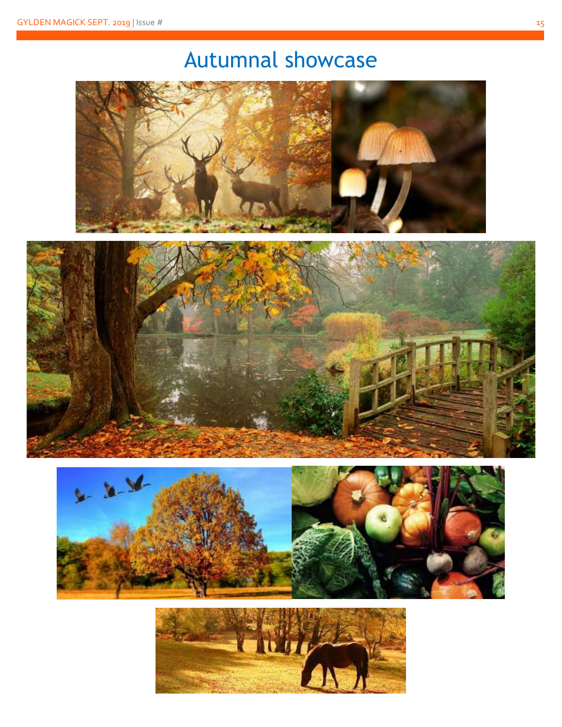# Autumnal showcase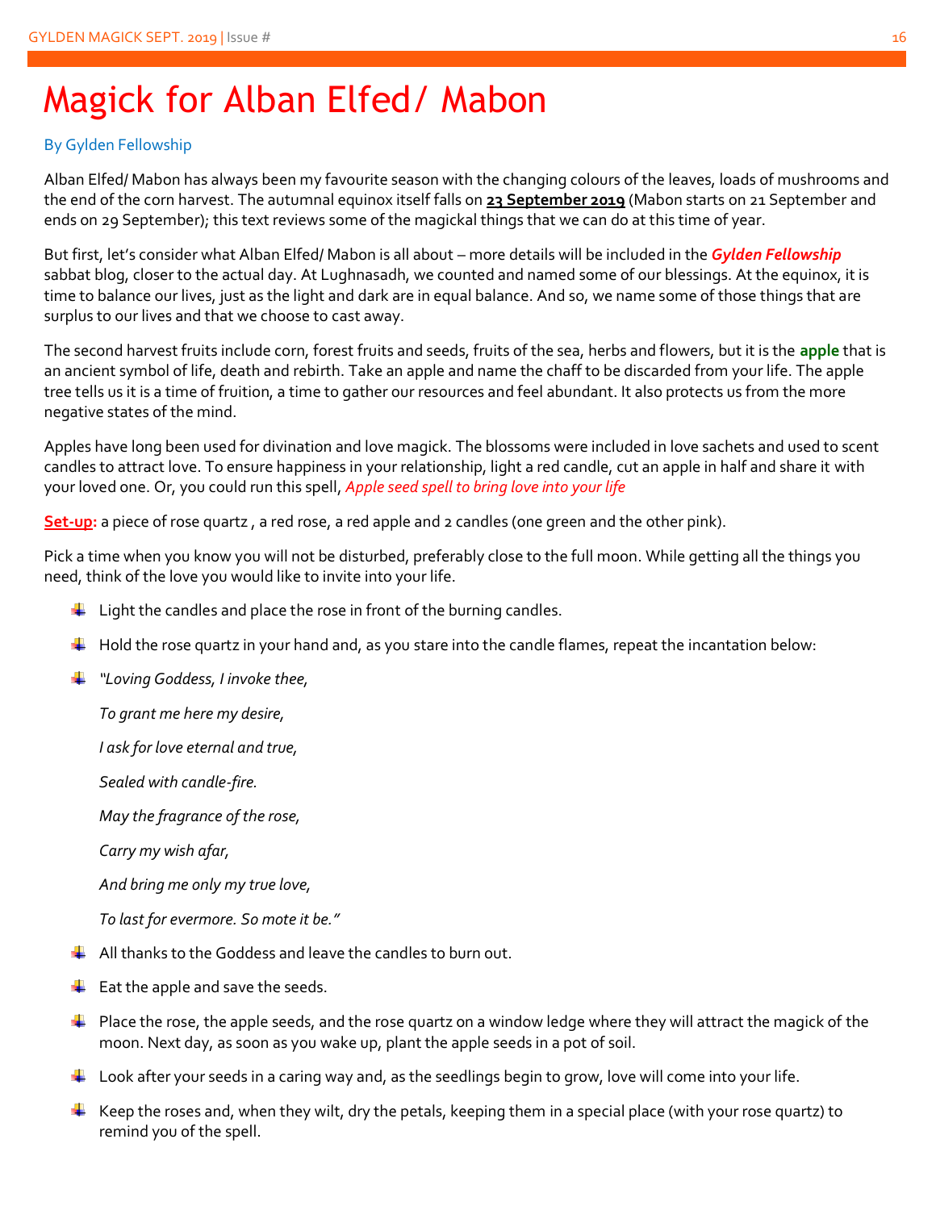# Magick for Alban Elfed/ Mabon

By Gylden Fellowship

Alban Elfed/ Mabon has always been my favourite season with the changing colours of the leaves, loads of mushrooms and the end of the corn harvest. The autumnal equinox itself falls on **23 September 2019** (Mabon starts on 21 September and ends on 29 September); this text reviews some of the magickal things that we can do at this time of year.

But first, let's consider what Alban Elfed/ Mabon is all about – more details will be included in the ***Gylden Fellowship*** sabbat blog, closer to the actual day. At Lughnasadh, we counted and named some of our blessings. At the equinox, it is time to balance our lives, just as the light and dark are in equal balance. And so, we name some of those things that are surplus to our lives and that we choose to cast away.

The second harvest fruits include corn, forest fruits and seeds, fruits of the sea, herbs and flowers, but it is the **apple** that is an ancient symbol of life, death and rebirth. Take an apple and name the chaff to be discarded from your life. The apple tree tells us it is a time of fruition, a time to gather our resources and feel abundant. It also protects us from the more negative states of the mind.

Apples have long been used for divination and love magick. The blossoms were included in love sachets and used to scent candles to attract love. To ensure happiness in your relationship, light a red candle, cut an apple in half and share it with your loved one. Or, you could run this spell, *Apple seed spell to bring love into your life*

**Set-up:** a piece of rose quartz , a red rose, a red apple and 2 candles (one green and the other pink).

Pick a time when you know you will not be disturbed, preferably close to the full moon. While getting all the things you need, think of the love you would like to invite into your life.

- Light the candles and place the rose in front of the burning candles.
- Hold the rose quartz in your hand and, as you stare into the candle flames, repeat the incantation below:
- *"Loving Goddess, I invoke thee,*

  *To grant me here my desire,*

  *I ask for love eternal and true,*

  *Sealed with candle-fire.*

  *May the fragrance of the rose,*

  *Carry my wish afar,*

  *And bring me only my true love,*

  *To last for evermore. So mote it be."*
- All thanks to the Goddess and leave the candles to burn out.
- Eat the apple and save the seeds.
- Place the rose, the apple seeds, and the rose quartz on a window ledge where they will attract the magick of the moon. Next day, as soon as you wake up, plant the apple seeds in a pot of soil.
- Look after your seeds in a caring way and, as the seedlings begin to grow, love will come into your life.
- Keep the roses and, when they wilt, dry the petals, keeping them in a special place (with your rose quartz) to remind you of the spell.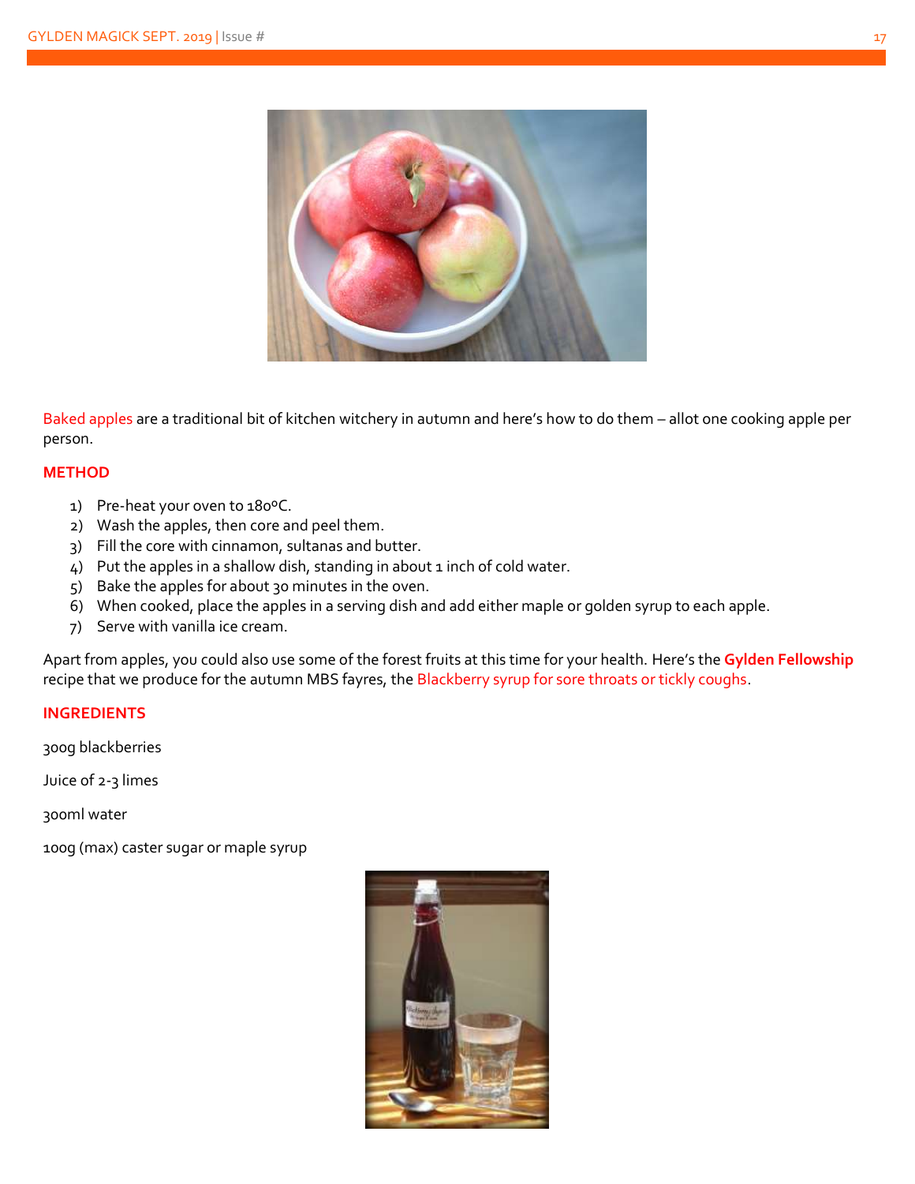Baked apples are a traditional bit of kitchen witchery in autumn and here's how to do them – allot one cooking apple per person.

**METHOD**

1) Pre-heat your oven to 180°C.
2) Wash the apples, then core and peel them.
3) Fill the core with cinnamon, sultanas and butter.
4) Put the apples in a shallow dish, standing in about 1 inch of cold water.
5) Bake the apples for about 30 minutes in the oven.
6) When cooked, place the apples in a serving dish and add either maple or golden syrup to each apple.
7) Serve with vanilla ice cream.

Apart from apples, you could also use some of the forest fruits at this time for your health. Here's the **Gylden Fellowship** recipe that we produce for the autumn MBS fayres, the Blackberry syrup for sore throats or tickly coughs.

**INGREDIENTS**

300g blackberries

Juice of 2-3 limes

300ml water

100g (max) caster sugar or maple syrup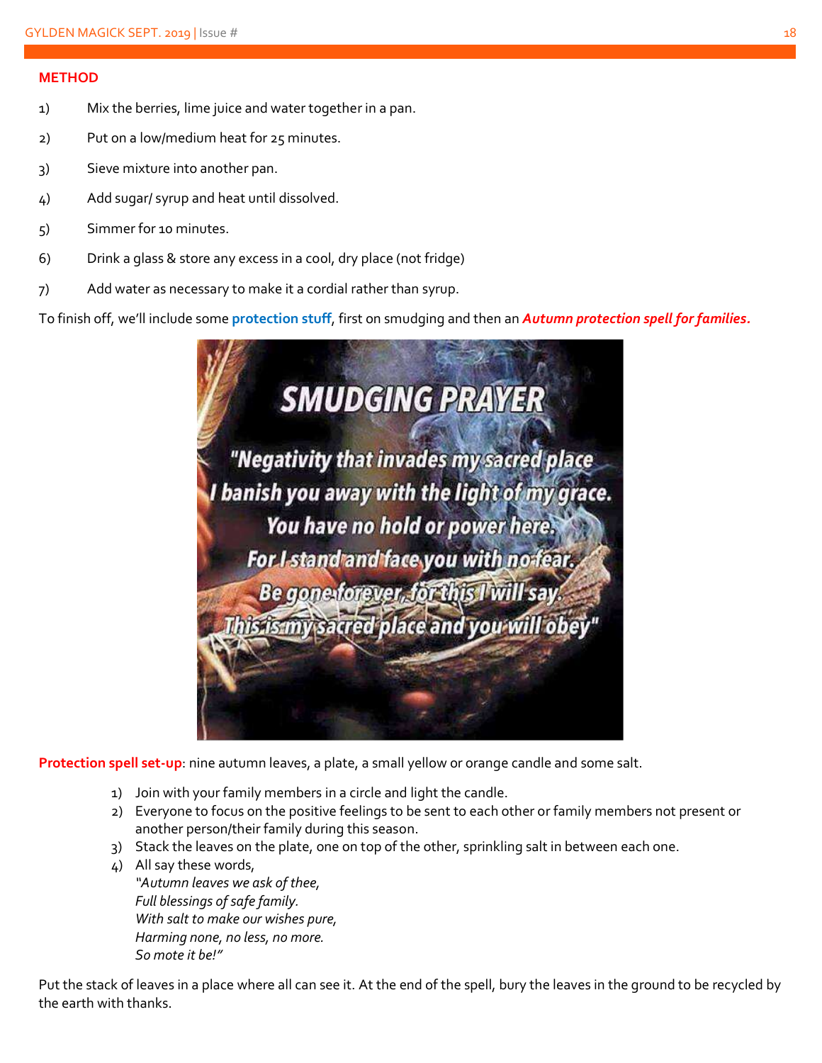**METHOD**

1) Mix the berries, lime juice and water together in a pan.
2) Put on a low/medium heat for 25 minutes.
3) Sieve mixture into another pan.
4) Add sugar/ syrup and heat until dissolved.
5) Simmer for 10 minutes.
6) Drink a glass & store any excess in a cool, dry place (not fridge)
7) Add water as necessary to make it a cordial rather than syrup.

To finish off, we'll include some **protection stuff**, first on smudging and then an ***Autumn protection spell for families.***

**SMUDGING PRAYER**

"Negativity that invades my sacred place
I banish you away with the light of my grace.
You have no hold or power here.
For I stand and face you with no fear.
Be gone forever, for this I will say.
This is my sacred place and you will obey"

**Protection spell set-up**: nine autumn leaves, a plate, a small yellow or orange candle and some salt.

1) Join with your family members in a circle and light the candle.
2) Everyone to focus on the positive feelings to be sent to each other or family members not present or another person/their family during this season.
3) Stack the leaves on the plate, one on top of the other, sprinkling salt in between each one.
4) All say these words,
   *"Autumn leaves we ask of thee,*
   *Full blessings of safe family.*
   *With salt to make our wishes pure,*
   *Harming none, no less, no more.*
   *So mote it be!"*

Put the stack of leaves in a place where all can see it. At the end of the spell, bury the leaves in the ground to be recycled by the earth with thanks.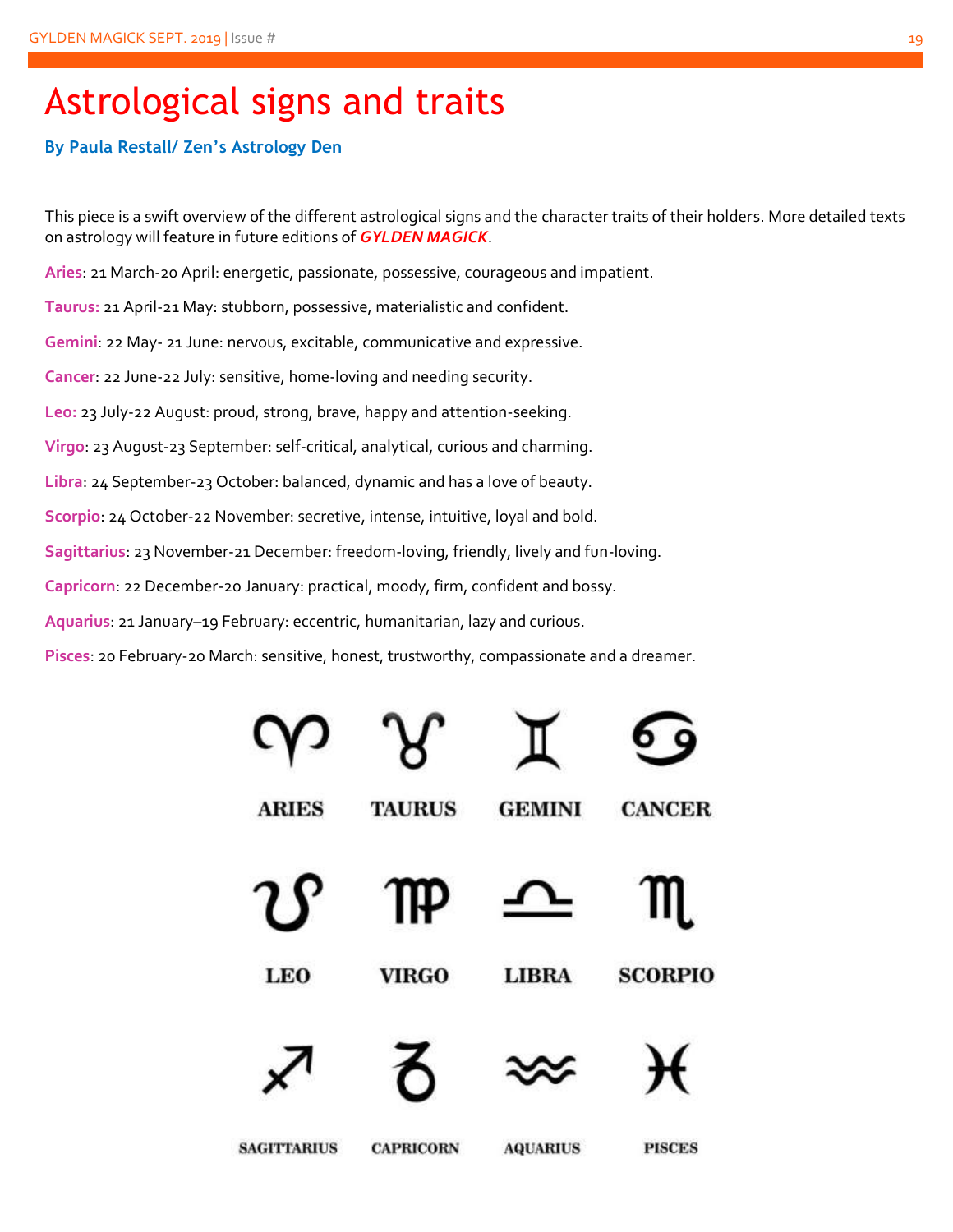# Astrological signs and traits

**By Paula Restall/ Zen's Astrology Den**

This piece is a swift overview of the different astrological signs and the character traits of their holders. More detailed texts on astrology will feature in future editions of ***GYLDEN MAGICK***.

**Aries**: 21 March-20 April: energetic, passionate, possessive, courageous and impatient.

**Taurus:** 21 April-21 May: stubborn, possessive, materialistic and confident.

**Gemini**: 22 May- 21 June: nervous, excitable, communicative and expressive.

**Cancer**: 22 June-22 July: sensitive, home-loving and needing security.

**Leo:** 23 July-22 August: proud, strong, brave, happy and attention-seeking.

**Virgo**: 23 August-23 September: self-critical, analytical, curious and charming.

**Libra**: 24 September-23 October: balanced, dynamic and has a love of beauty.

**Scorpio**: 24 October-22 November: secretive, intense, intuitive, loyal and bold.

**Sagittarius**: 23 November-21 December: freedom-loving, friendly, lively and fun-loving.

**Capricorn**: 22 December-20 January: practical, moody, firm, confident and bossy.

**Aquarius**: 21 January–19 February: eccentric, humanitarian, lazy and curious.

**Pisces**: 20 February-20 March: sensitive, honest, trustworthy, compassionate and a dreamer.

ARIES TAURUS GEMINI CANCER

LEO VIRGO LIBRA SCORPIO

SAGITTARIUS CAPRICORN AQUARIUS PISCES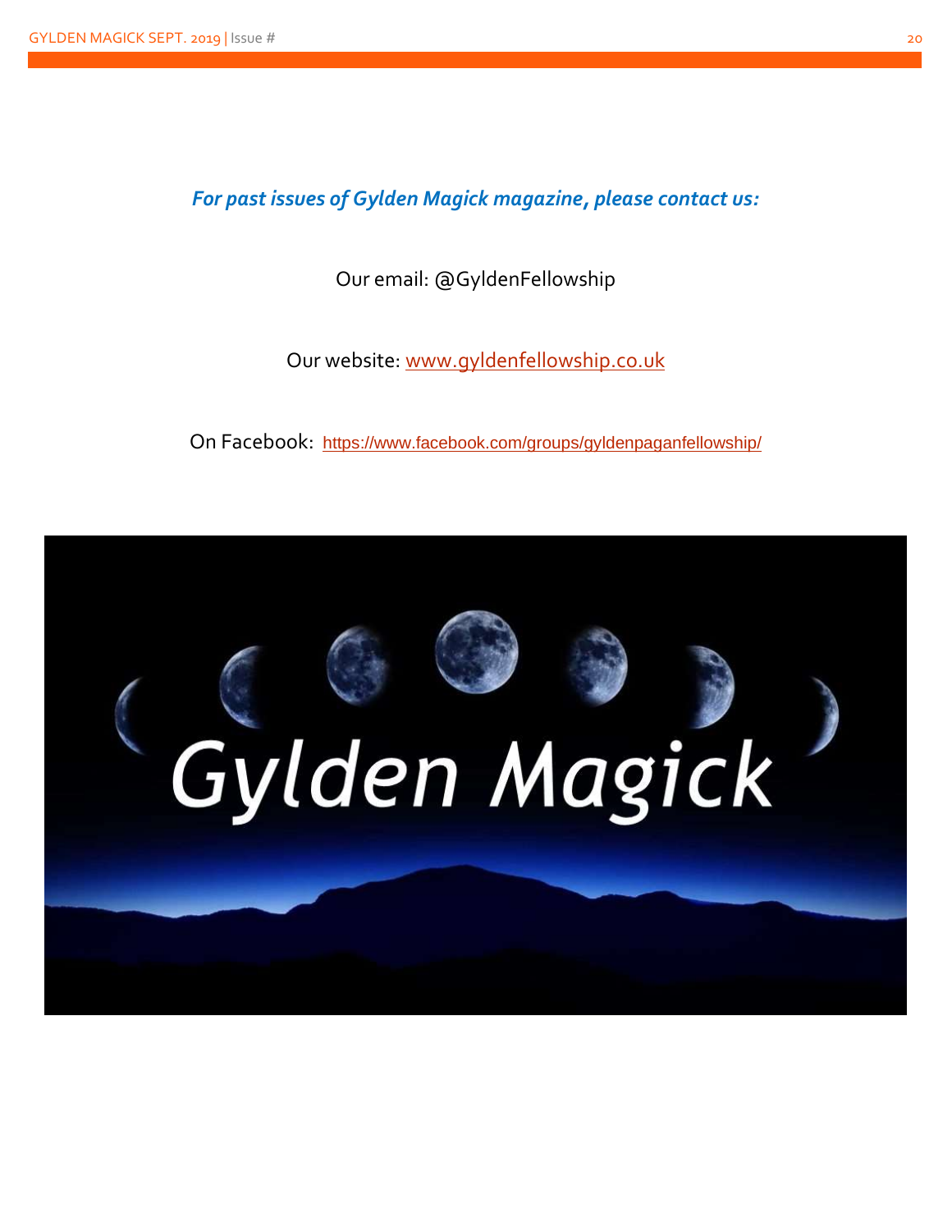***For past issues of Gylden Magick magazine, please contact us:***

Our email: @GyldenFellowship

Our website: [www.gyldenfellowship.co.uk](http://www.gyldenfellowship.co.uk)

On Facebook: [https://www.facebook.com/groups/gyldenpaganfellowship/](https://www.facebook.com/groups/gyldenpaganfellowship/)